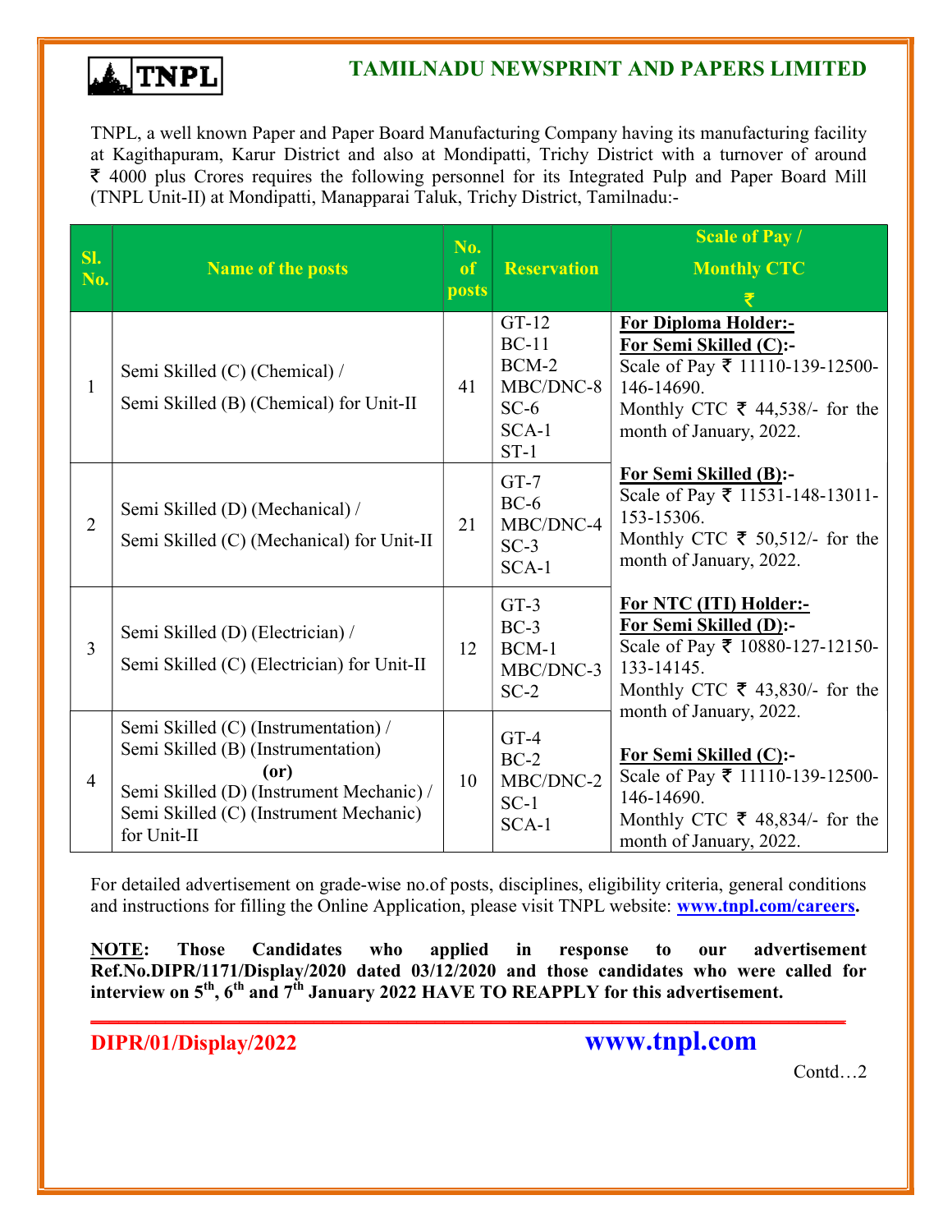# TAMILNADU NEWSPRINT AND PAPERS LIMITED

TNPL, a well known Paper and Paper Board Manufacturing Company having its manufacturing facility at Kagithapuram, Karur District and also at Mondipatti, Trichy District with a turnover of around ₹ 4000 plus Crores requires the following personnel for its Integrated Pulp and Paper Board Mill (TNPL Unit-II) at Mondipatti, Manapparai Taluk, Trichy District, Tamilnadu:-

| Sl. No. | Name of the posts | No. of posts | Reservation | Scale of Pay / Monthly CTC ₹ |
|---|---|---|---|---|
| 1 | Semi Skilled (C) (Chemical) / Semi Skilled (B) (Chemical) for Unit-II | 41 | GT-12<br>BC-11<br>BCM-2<br>MBC/DNC-8<br>SC-6<br>SCA-1<br>ST-1 | **For Diploma Holder:-**<br>**For Semi Skilled (C):-**<br>Scale of Pay ₹ 11110-139-12500-146-14690.<br>Monthly CTC ₹ 44,538/- for the month of January, 2022.<br><br>**For Semi Skilled (B):-**<br>Scale of Pay ₹ 11531-148-13011-153-15306.<br>Monthly CTC ₹ 50,512/- for the month of January, 2022.<br><br>**For NTC (ITI) Holder:-**<br>**For Semi Skilled (D):-**<br>Scale of Pay ₹ 10880-127-12150-133-14145.<br>Monthly CTC ₹ 43,830/- for the month of January, 2022.<br><br>**For Semi Skilled (C):-**<br>Scale of Pay ₹ 11110-139-12500-146-14690.<br>Monthly CTC ₹ 48,834/- for the month of January, 2022. |
| 2 | Semi Skilled (D) (Mechanical) / Semi Skilled (C) (Mechanical) for Unit-II | 21 | GT-7<br>BC-6<br>MBC/DNC-4<br>SC-3<br>SCA-1 | |
| 3 | Semi Skilled (D) (Electrician) / Semi Skilled (C) (Electrician) for Unit-II | 12 | GT-3<br>BC-3<br>BCM-1<br>MBC/DNC-3<br>SC-2 | |
| 4 | Semi Skilled (C) (Instrumentation) / Semi Skilled (B) (Instrumentation) **(or)** Semi Skilled (D) (Instrument Mechanic) / Semi Skilled (C) (Instrument Mechanic) for Unit-II | 10 | GT-4<br>BC-2<br>MBC/DNC-2<br>SC-1<br>SCA-1 | |

For detailed advertisement on grade-wise no.of posts, disciplines, eligibility criteria, general conditions and instructions for filling the Online Application, please visit TNPL website: **www.tnpl.com/careers**.

**NOTE: Those Candidates who applied in response to our advertisement Ref.No.DIPR/1171/Display/2020 dated 03/12/2020 and those candidates who were called for interview on 5th, 6th and 7th January 2022 HAVE TO REAPPLY for this advertisement.**

**DIPR/01/Display/2022** **www.tnpl.com**

Contd…2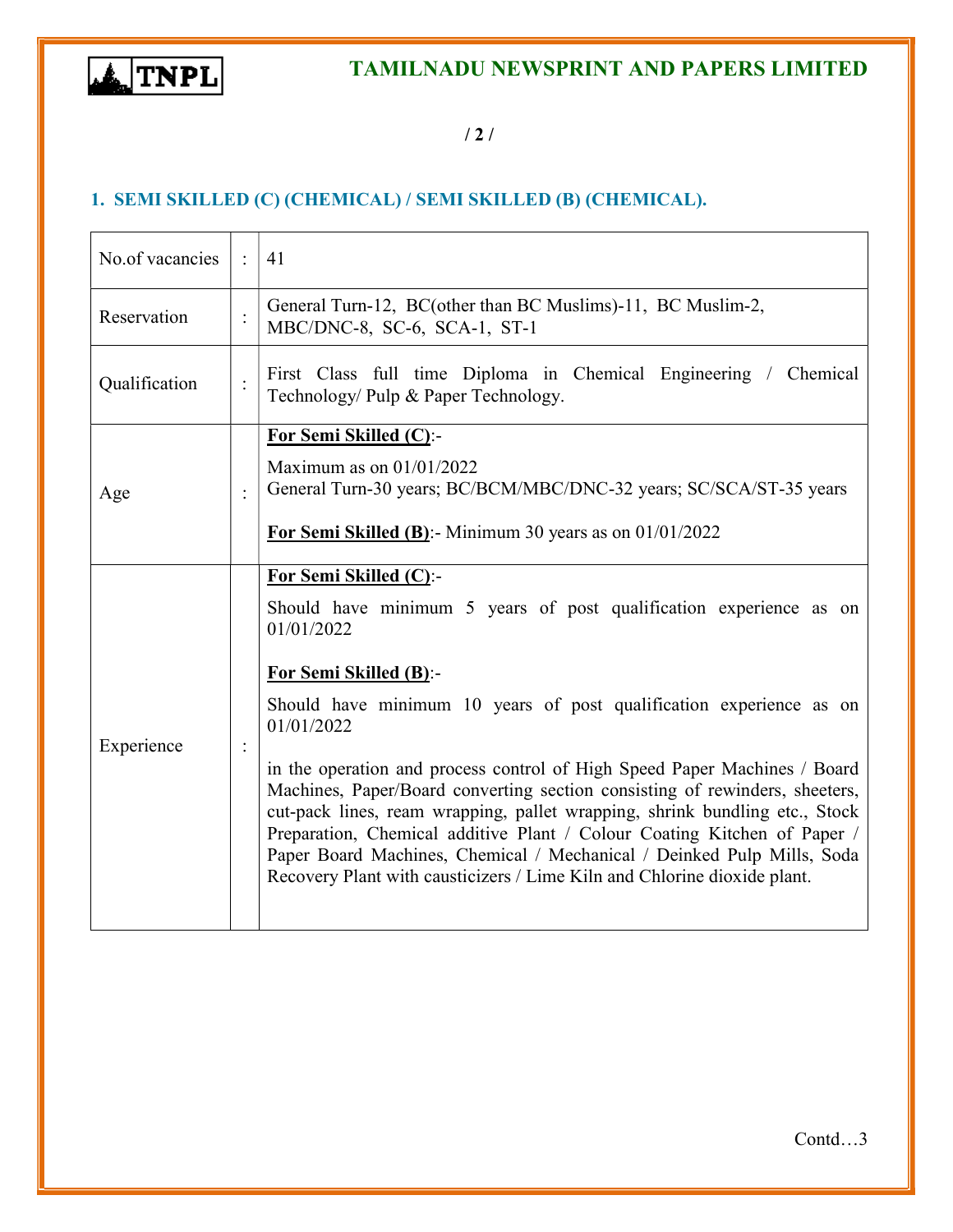## 1. SEMI SKILLED (C) (CHEMICAL) / SEMI SKILLED (B) (CHEMICAL).

| | | |
|---|---|---|
| No.of vacancies | : | 41 |
| Reservation | : | General Turn-12, BC(other than BC Muslims)-11, BC Muslim-2, MBC/DNC-8, SC-6, SCA-1, ST-1 |
| Qualification | : | First Class full time Diploma in Chemical Engineering / Chemical Technology/ Pulp & Paper Technology. |
| Age | : | **<u>For Semi Skilled (C)</u>**:-<br><br>Maximum as on 01/01/2022<br>General Turn-30 years; BC/BCM/MBC/DNC-32 years; SC/SCA/ST-35 years<br><br>**<u>For Semi Skilled (B)</u>**:- Minimum 30 years as on 01/01/2022 |
| Experience | : | **<u>For Semi Skilled (C)</u>**:-<br><br>Should have minimum 5 years of post qualification experience as on 01/01/2022<br><br>**<u>For Semi Skilled (B)</u>**:-<br><br>Should have minimum 10 years of post qualification experience as on 01/01/2022<br><br>in the operation and process control of High Speed Paper Machines / Board Machines, Paper/Board converting section consisting of rewinders, sheeters, cut-pack lines, ream wrapping, pallet wrapping, shrink bundling etc., Stock Preparation, Chemical additive Plant / Colour Coating Kitchen of Paper / Paper Board Machines, Chemical / Mechanical / Deinked Pulp Mills, Soda Recovery Plant with causticizers / Lime Kiln and Chlorine dioxide plant. |

Contd…3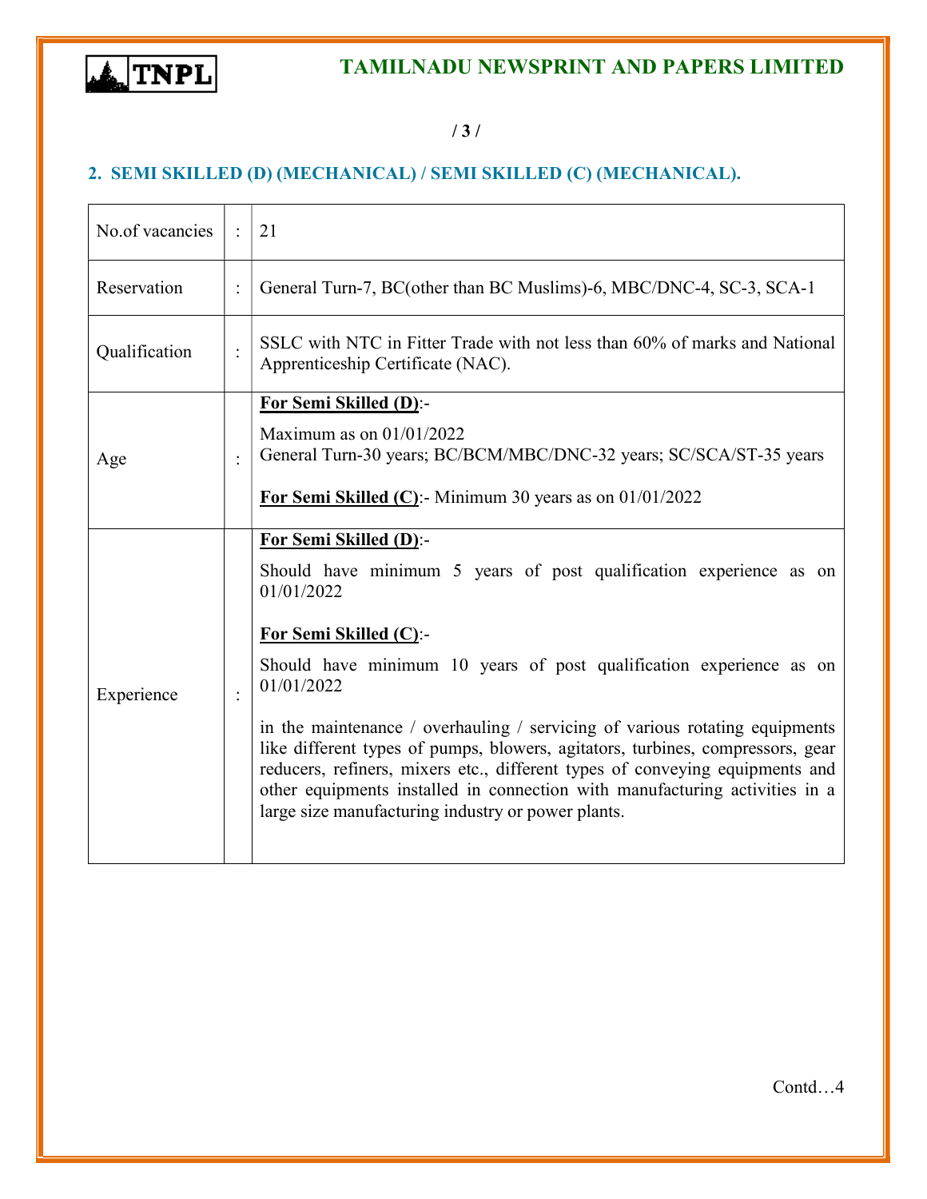## 2. SEMI SKILLED (D) (MECHANICAL) / SEMI SKILLED (C) (MECHANICAL).

| | | |
|---|---|---|
| No.of vacancies | : | 21 |
| Reservation | : | General Turn-7, BC(other than BC Muslims)-6, MBC/DNC-4, SC-3, SCA-1 |
| Qualification | : | SSLC with NTC in Fitter Trade with not less than 60% of marks and National Apprenticeship Certificate (NAC). |
| Age | : | **<u>For Semi Skilled (D)</u>**:-<br>Maximum as on 01/01/2022<br>General Turn-30 years; BC/BCM/MBC/DNC-32 years; SC/SCA/ST-35 years<br><br>**<u>For Semi Skilled (C)</u>**:- Minimum 30 years as on 01/01/2022 |
| Experience | : | **<u>For Semi Skilled (D)</u>**:-<br>Should have minimum 5 years of post qualification experience as on 01/01/2022<br><br>**<u>For Semi Skilled (C)</u>**:-<br>Should have minimum 10 years of post qualification experience as on 01/01/2022<br><br>in the maintenance / overhauling / servicing of various rotating equipments like different types of pumps, blowers, agitators, turbines, compressors, gear reducers, refiners, mixers etc., different types of conveying equipments and other equipments installed in connection with manufacturing activities in a large size manufacturing industry or power plants. |

Contd…4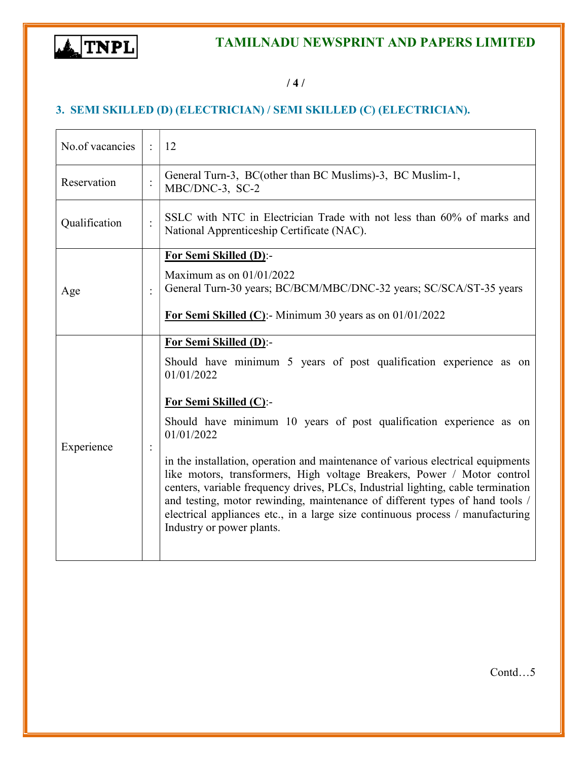### 3. SEMI SKILLED (D) (ELECTRICIAN) / SEMI SKILLED (C) (ELECTRICIAN).

| | | |
|---|---|---|
| No.of vacancies | : | 12 |
| Reservation | : | General Turn-3, BC(other than BC Muslims)-3, BC Muslim-1, MBC/DNC-3, SC-2 |
| Qualification | : | SSLC with NTC in Electrician Trade with not less than 60% of marks and National Apprenticeship Certificate (NAC). |
| Age | : | **<u>For Semi Skilled (D)</u>**:-<br><br>Maximum as on 01/01/2022<br>General Turn-30 years; BC/BCM/MBC/DNC-32 years; SC/SCA/ST-35 years<br><br>**<u>For Semi Skilled (C)</u>**:- Minimum 30 years as on 01/01/2022 |
| Experience | : | **<u>For Semi Skilled (D)</u>**:-<br><br>Should have minimum 5 years of post qualification experience as on 01/01/2022<br><br>**<u>For Semi Skilled (C)</u>**:-<br><br>Should have minimum 10 years of post qualification experience as on 01/01/2022<br><br>in the installation, operation and maintenance of various electrical equipments like motors, transformers, High voltage Breakers, Power / Motor control centers, variable frequency drives, PLCs, Industrial lighting, cable termination and testing, motor rewinding, maintenance of different types of hand tools / electrical appliances etc., in a large size continuous process / manufacturing Industry or power plants. |

Contd…5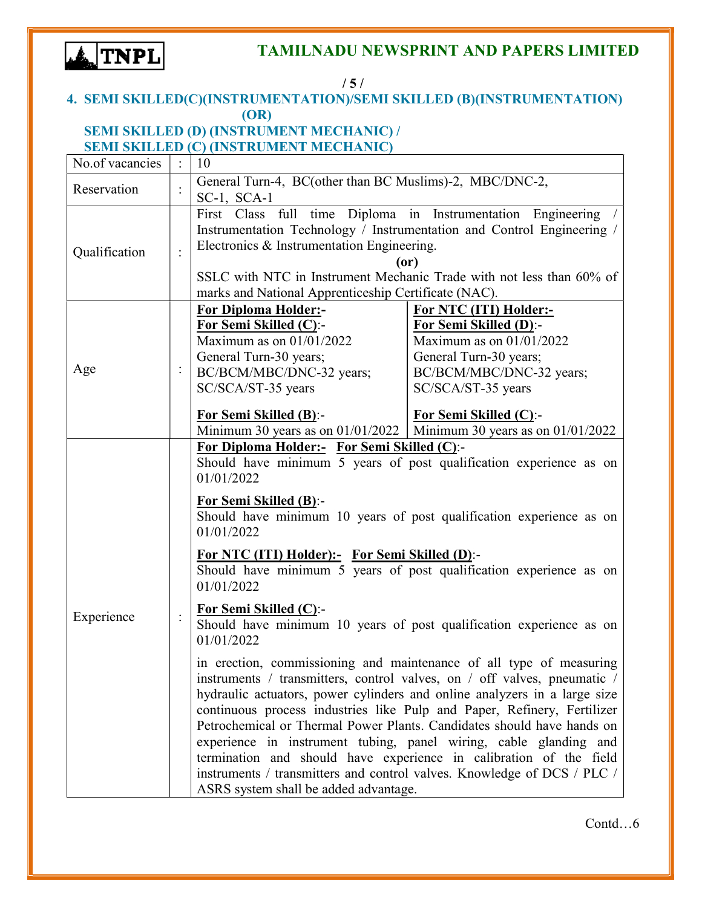## 4. SEMI SKILLED(C)(INSTRUMENTATION)/SEMI SKILLED (B)(INSTRUMENTATION)
(OR)
## SEMI SKILLED (D) (INSTRUMENT MECHANIC) / SEMI SKILLED (C) (INSTRUMENT MECHANIC)

| | | | |
|---|---|---|---|
| No.of vacancies | : | 10 | |
| Reservation | : | General Turn-4, BC(other than BC Muslims)-2, MBC/DNC-2, SC-1, SCA-1 | |
| Qualification | : | First Class full time Diploma in Instrumentation Engineering / Instrumentation Technology / Instrumentation and Control Engineering / Electronics & Instrumentation Engineering.<br>**(or)**<br>SSLC with NTC in Instrument Mechanic Trade with not less than 60% of marks and National Apprenticeship Certificate (NAC). | |
| Age | : | **For Diploma Holder:-**<br>**For Semi Skilled (C)**:-<br>Maximum as on 01/01/2022<br>General Turn-30 years;<br>BC/BCM/MBC/DNC-32 years;<br>SC/SCA/ST-35 years<br><br>**For Semi Skilled (B)**:-<br>Minimum 30 years as on 01/01/2022 | **For NTC (ITI) Holder:-**<br>**For Semi Skilled (D)**:-<br>Maximum as on 01/01/2022<br>General Turn-30 years;<br>BC/BCM/MBC/DNC-32 years;<br>SC/SCA/ST-35 years<br><br>**For Semi Skilled (C)**:-<br>Minimum 30 years as on 01/01/2022 |
| Experience | : | **For Diploma Holder:-** **For Semi Skilled (C)**:-<br>Should have minimum 5 years of post qualification experience as on 01/01/2022<br><br>**For Semi Skilled (B)**:-<br>Should have minimum 10 years of post qualification experience as on 01/01/2022<br><br>**For NTC (ITI) Holder):-** **For Semi Skilled (D)**:-<br>Should have minimum 5 years of post qualification experience as on 01/01/2022<br><br>**For Semi Skilled (C)**:-<br>Should have minimum 10 years of post qualification experience as on 01/01/2022<br><br>in erection, commissioning and maintenance of all type of measuring instruments / transmitters, control valves, on / off valves, pneumatic / hydraulic actuators, power cylinders and online analyzers in a large size continuous process industries like Pulp and Paper, Refinery, Fertilizer Petrochemical or Thermal Power Plants. Candidates should have hands on experience in instrument tubing, panel wiring, cable glanding and termination and should have experience in calibration of the field instruments / transmitters and control valves. Knowledge of DCS / PLC / ASRS system shall be added advantage. | |

Contd…6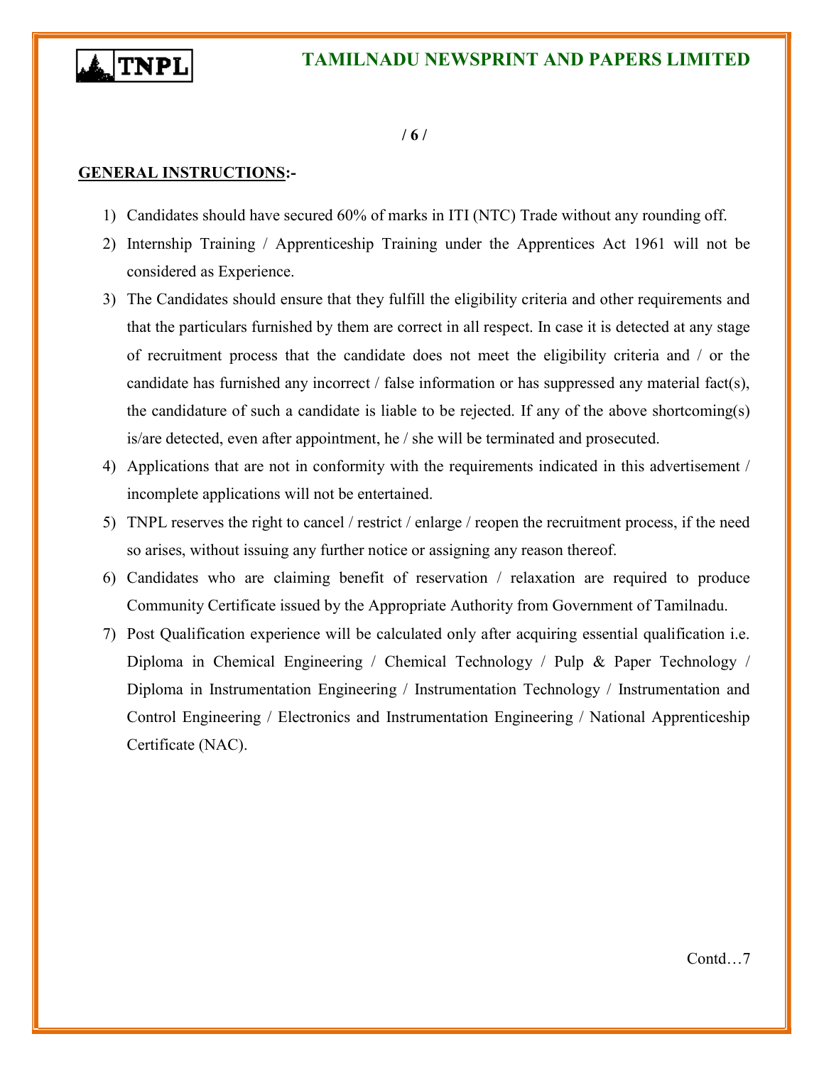**GENERAL INSTRUCTIONS:-**

1) Candidates should have secured 60% of marks in ITI (NTC) Trade without any rounding off.
2) Internship Training / Apprenticeship Training under the Apprentices Act 1961 will not be considered as Experience.
3) The Candidates should ensure that they fulfill the eligibility criteria and other requirements and that the particulars furnished by them are correct in all respect. In case it is detected at any stage of recruitment process that the candidate does not meet the eligibility criteria and / or the candidate has furnished any incorrect / false information or has suppressed any material fact(s), the candidature of such a candidate is liable to be rejected. If any of the above shortcoming(s) is/are detected, even after appointment, he / she will be terminated and prosecuted.
4) Applications that are not in conformity with the requirements indicated in this advertisement / incomplete applications will not be entertained.
5) TNPL reserves the right to cancel / restrict / enlarge / reopen the recruitment process, if the need so arises, without issuing any further notice or assigning any reason thereof.
6) Candidates who are claiming benefit of reservation / relaxation are required to produce Community Certificate issued by the Appropriate Authority from Government of Tamilnadu.
7) Post Qualification experience will be calculated only after acquiring essential qualification i.e. Diploma in Chemical Engineering / Chemical Technology / Pulp & Paper Technology / Diploma in Instrumentation Engineering / Instrumentation Technology / Instrumentation and Control Engineering / Electronics and Instrumentation Engineering / National Apprenticeship Certificate (NAC).

Contd…7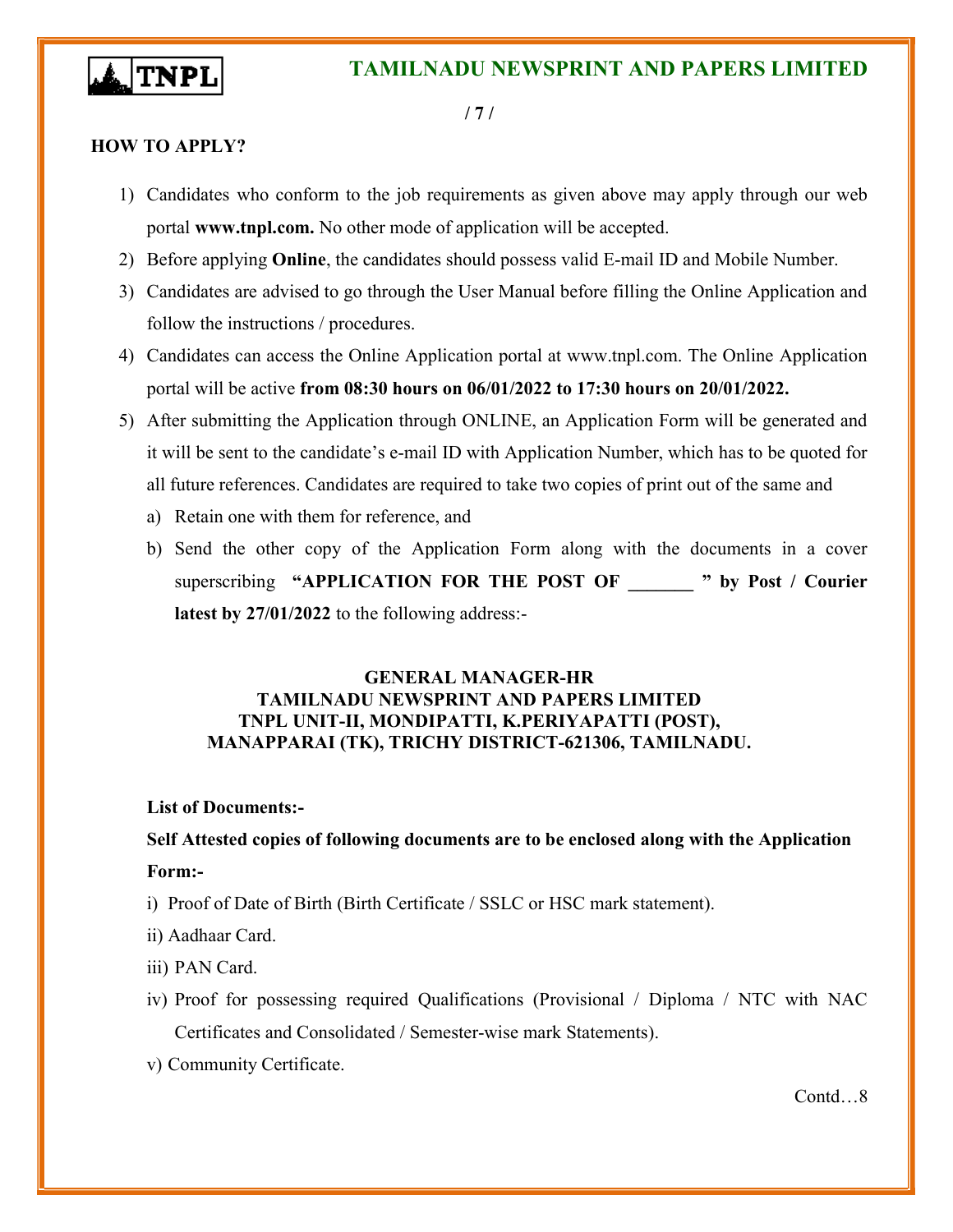## HOW TO APPLY?

1) Candidates who conform to the job requirements as given above may apply through our web portal **www.tnpl.com.** No other mode of application will be accepted.
2) Before applying **Online**, the candidates should possess valid E-mail ID and Mobile Number.
3) Candidates are advised to go through the User Manual before filling the Online Application and follow the instructions / procedures.
4) Candidates can access the Online Application portal at www.tnpl.com. The Online Application portal will be active **from 08:30 hours on 06/01/2022 to 17:30 hours on 20/01/2022.**
5) After submitting the Application through ONLINE, an Application Form will be generated and it will be sent to the candidate's e-mail ID with Application Number, which has to be quoted for all future references. Candidates are required to take two copies of print out of the same and
   a) Retain one with them for reference, and
   b) Send the other copy of the Application Form along with the documents in a cover superscribing **"APPLICATION FOR THE POST OF _______ " by Post / Courier latest by 27/01/2022** to the following address:-

**GENERAL MANAGER-HR**
**TAMILNADU NEWSPRINT AND PAPERS LIMITED**
**TNPL UNIT-II, MONDIPATTI, K.PERIYAPATTI (POST),**
**MANAPPARAI (TK), TRICHY DISTRICT-621306, TAMILNADU.**

**List of Documents:-**

**Self Attested copies of following documents are to be enclosed along with the Application Form:-**

i) Proof of Date of Birth (Birth Certificate / SSLC or HSC mark statement).

ii) Aadhaar Card.

iii) PAN Card.

iv) Proof for possessing required Qualifications (Provisional / Diploma / NTC with NAC Certificates and Consolidated / Semester-wise mark Statements).

v) Community Certificate.

Contd…8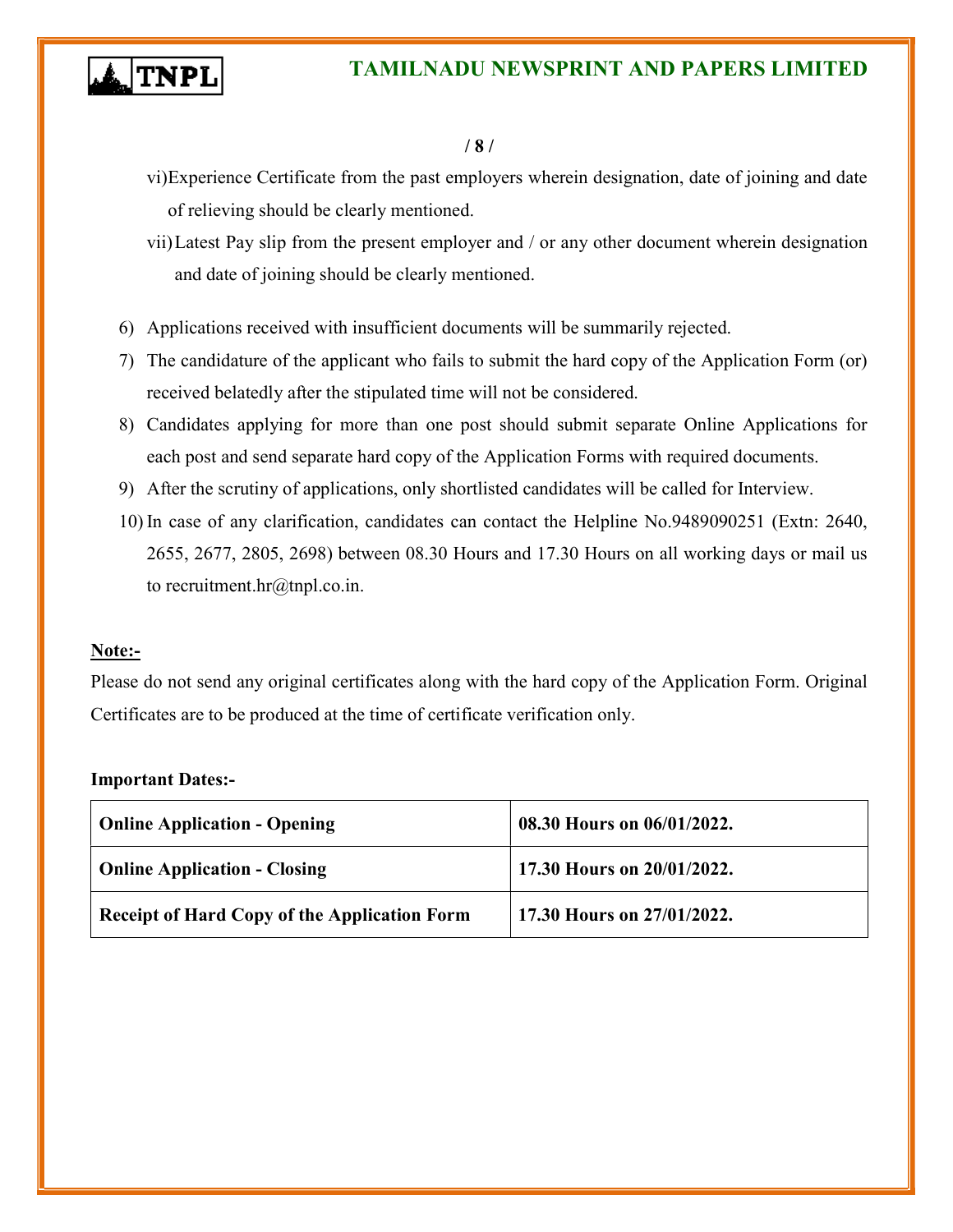vi) Experience Certificate from the past employers wherein designation, date of joining and date of relieving should be clearly mentioned.

vii) Latest Pay slip from the present employer and / or any other document wherein designation and date of joining should be clearly mentioned.

6) Applications received with insufficient documents will be summarily rejected.
7) The candidature of the applicant who fails to submit the hard copy of the Application Form (or) received belatedly after the stipulated time will not be considered.
8) Candidates applying for more than one post should submit separate Online Applications for each post and send separate hard copy of the Application Forms with required documents.
9) After the scrutiny of applications, only shortlisted candidates will be called for Interview.
10) In case of any clarification, candidates can contact the Helpline No.9489090251 (Extn: 2640, 2655, 2677, 2805, 2698) between 08.30 Hours and 17.30 Hours on all working days or mail us to recruitment.hr@tnpl.co.in.

**Note:-**

Please do not send any original certificates along with the hard copy of the Application Form. Original Certificates are to be produced at the time of certificate verification only.

**Important Dates:-**

| | |
|---|---|
| **Online Application - Opening** | **08.30 Hours on 06/01/2022.** |
| **Online Application - Closing** | **17.30 Hours on 20/01/2022.** |
| **Receipt of Hard Copy of the Application Form** | **17.30 Hours on 27/01/2022.** |